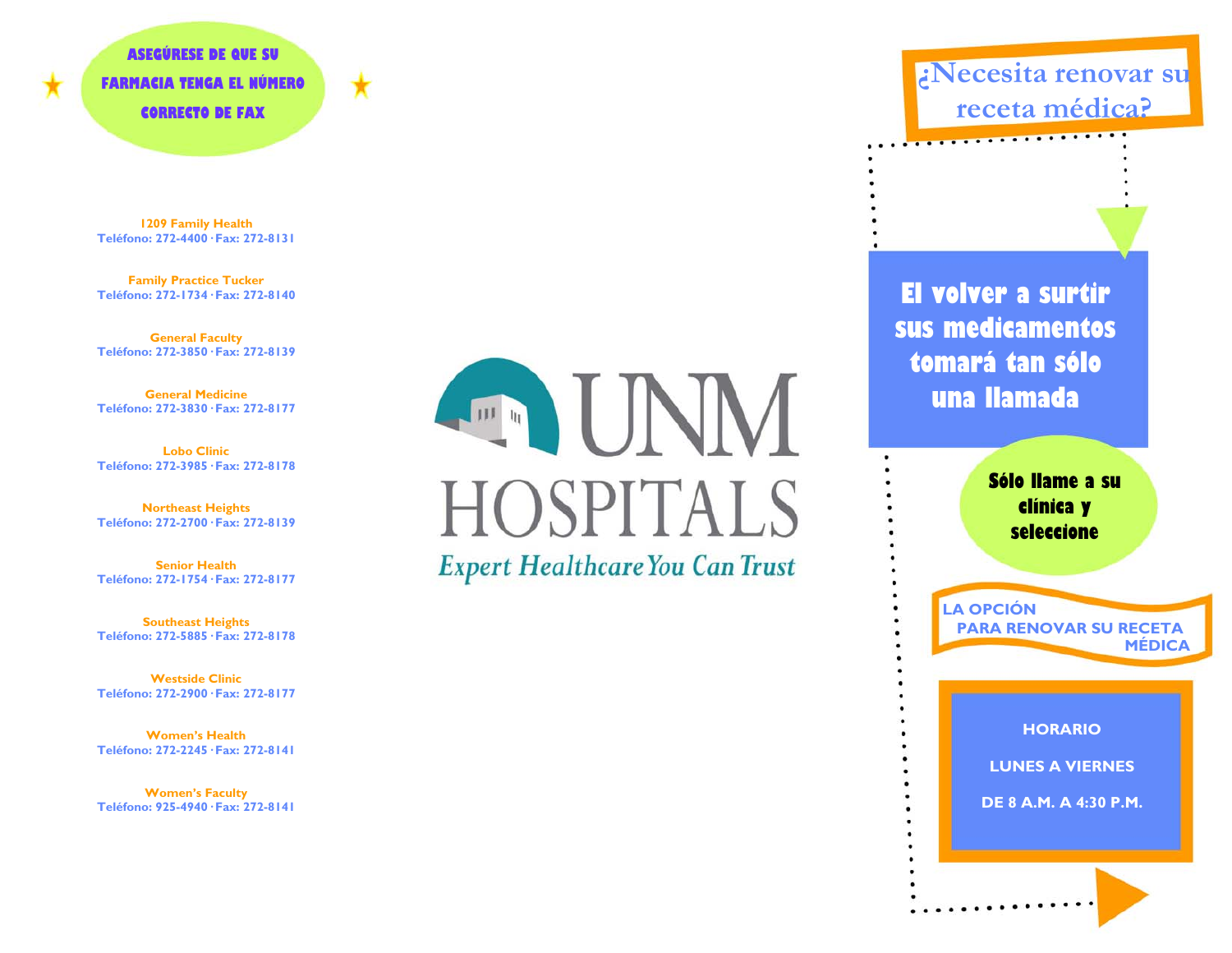**ASEGÚRESE DE QUE SU FARMACIA TENGA EL NÚMERO CORRECTO DE FAX**

**1209 Family Health**
Teléfono: 272-4400 · Fax: 272-8131

**Family Practice Tucker**
Teléfono: 272-1734 · Fax: 272-8140

**General Faculty**
Teléfono: 272-3850 · Fax: 272-8139

**General Medicine**
Teléfono: 272-3830 · Fax: 272-8177

**Lobo Clinic**
Teléfono: 272-3985 · Fax: 272-8178

**Northeast Heights**
Teléfono: 272-2700 · Fax: 272-8139

**Senior Health**
Teléfono: 272-1754 · Fax: 272-8177

**Southeast Heights**
Teléfono: 272-5885 · Fax: 272-8178

**Westside Clinic**
Teléfono: 272-2900 · Fax: 272-8177

**Women's Health**
Teléfono: 272-2245 · Fax: 272-8141

**Women's Faculty**
Teléfono: 925-4940 · Fax: 272-8141

# UNM HOSPITALS

*Expert Healthcare You Can Trust*

# ¿Necesita renovar su receta médica?

## El volver a surtir sus medicamentos tomará tan sólo una llamada

**Sólo llame a su clínica y seleccione**

**LA OPCIÓN PARA RENOVAR SU RECETA MÉDICA**

**HORARIO**

**LUNES A VIERNES**

**DE 8 A.M. A 4:30 P.M.**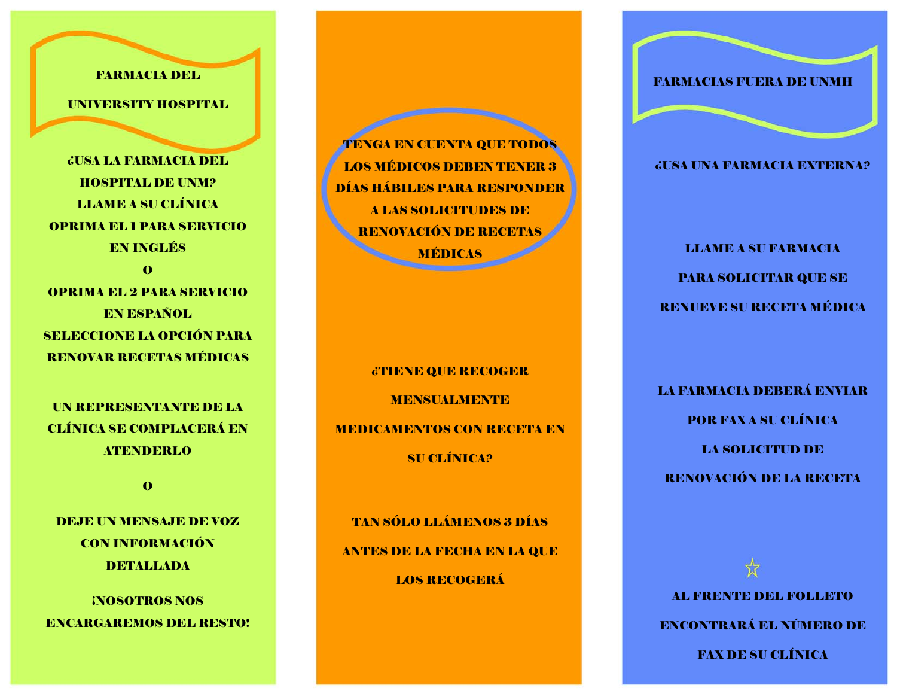## FARMACIA DEL UNIVERSITY HOSPITAL

¿USA LA FARMACIA DEL HOSPITAL DE UNM?
LLAME A SU CLÍNICA
OPRIMA EL 1 PARA SERVICIO EN INGLÉS
O
OPRIMA EL 2 PARA SERVICIO EN ESPAÑOL
SELECCIONE LA OPCIÓN PARA RENOVAR RECETAS MÉDICAS

UN REPRESENTANTE DE LA CLÍNICA SE COMPLACERÁ EN ATENDERLO

O

DEJE UN MENSAJE DE VOZ CON INFORMACIÓN DETALLADA

¡NOSOTROS NOS ENCARGAREMOS DEL RESTO!

TENGA EN CUENTA QUE TODOS LOS MÉDICOS DEBEN TENER 3 DÍAS HÁBILES PARA RESPONDER A LAS SOLICITUDES DE RENOVACIÓN DE RECETAS MÉDICAS

¿TIENE QUE RECOGER MENSUALMENTE MEDICAMENTOS CON RECETA EN SU CLÍNICA?

TAN SÓLO LLÁMENOS 3 DÍAS ANTES DE LA FECHA EN LA QUE LOS RECOGERÁ

## FARMACIAS FUERA DE UNMH

¿USA UNA FARMACIA EXTERNA?

LLAME A SU FARMACIA PARA SOLICITAR QUE SE RENUEVE SU RECETA MÉDICA

LA FARMACIA DEBERÁ ENVIAR POR FAX A SU CLÍNICA LA SOLICITUD DE RENOVACIÓN DE LA RECETA

☆

AL FRENTE DEL FOLLETO ENCONTRARÁ EL NÚMERO DE FAX DE SU CLÍNICA